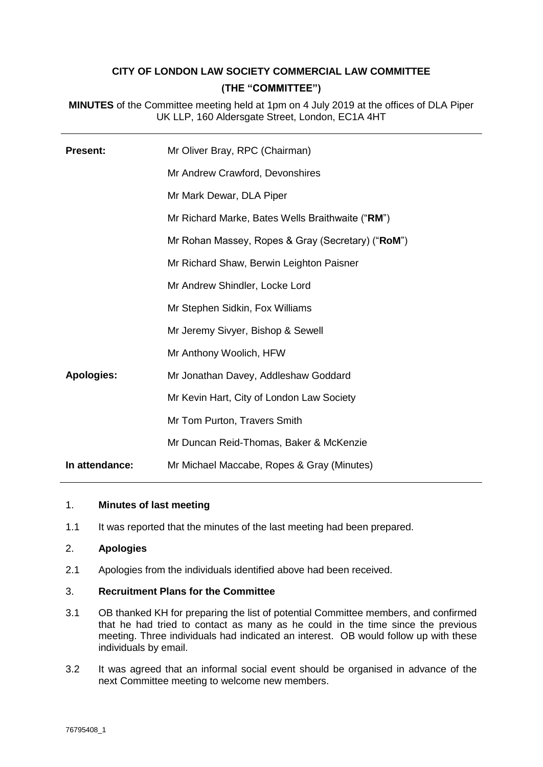# CITY OF LONDON LAW SOCIETY COMMERCIAL LAW COMMITTEE

## (THE "COMMITTEE")

**MINUTES** of the Committee meeting held at 1pm on 4 July 2019 at the offices of DLA Piper UK LLP, 160 Aldersgate Street, London, EC1A 4HT

| | |
|---|---|
| **Present:** | Mr Oliver Bray, RPC (Chairman) |
| | Mr Andrew Crawford, Devonshires |
| | Mr Mark Dewar, DLA Piper |
| | Mr Richard Marke, Bates Wells Braithwaite ("**RM**") |
| | Mr Rohan Massey, Ropes & Gray (Secretary) ("**RoM**") |
| | Mr Richard Shaw, Berwin Leighton Paisner |
| | Mr Andrew Shindler, Locke Lord |
| | Mr Stephen Sidkin, Fox Williams |
| | Mr Jeremy Sivyer, Bishop & Sewell |
| | Mr Anthony Woolich, HFW |
| **Apologies:** | Mr Jonathan Davey, Addleshaw Goddard |
| | Mr Kevin Hart, City of London Law Society |
| | Mr Tom Purton, Travers Smith |
| | Mr Duncan Reid-Thomas, Baker & McKenzie |
| **In attendance:** | Mr Michael Maccabe, Ropes & Gray (Minutes) |

1. **Minutes of last meeting**

1.1 It was reported that the minutes of the last meeting had been prepared.

2. **Apologies**

2.1 Apologies from the individuals identified above had been received.

3. **Recruitment Plans for the Committee**

3.1 OB thanked KH for preparing the list of potential Committee members, and confirmed that he had tried to contact as many as he could in the time since the previous meeting. Three individuals had indicated an interest. OB would follow up with these individuals by email.

3.2 It was agreed that an informal social event should be organised in advance of the next Committee meeting to welcome new members.

76795408_1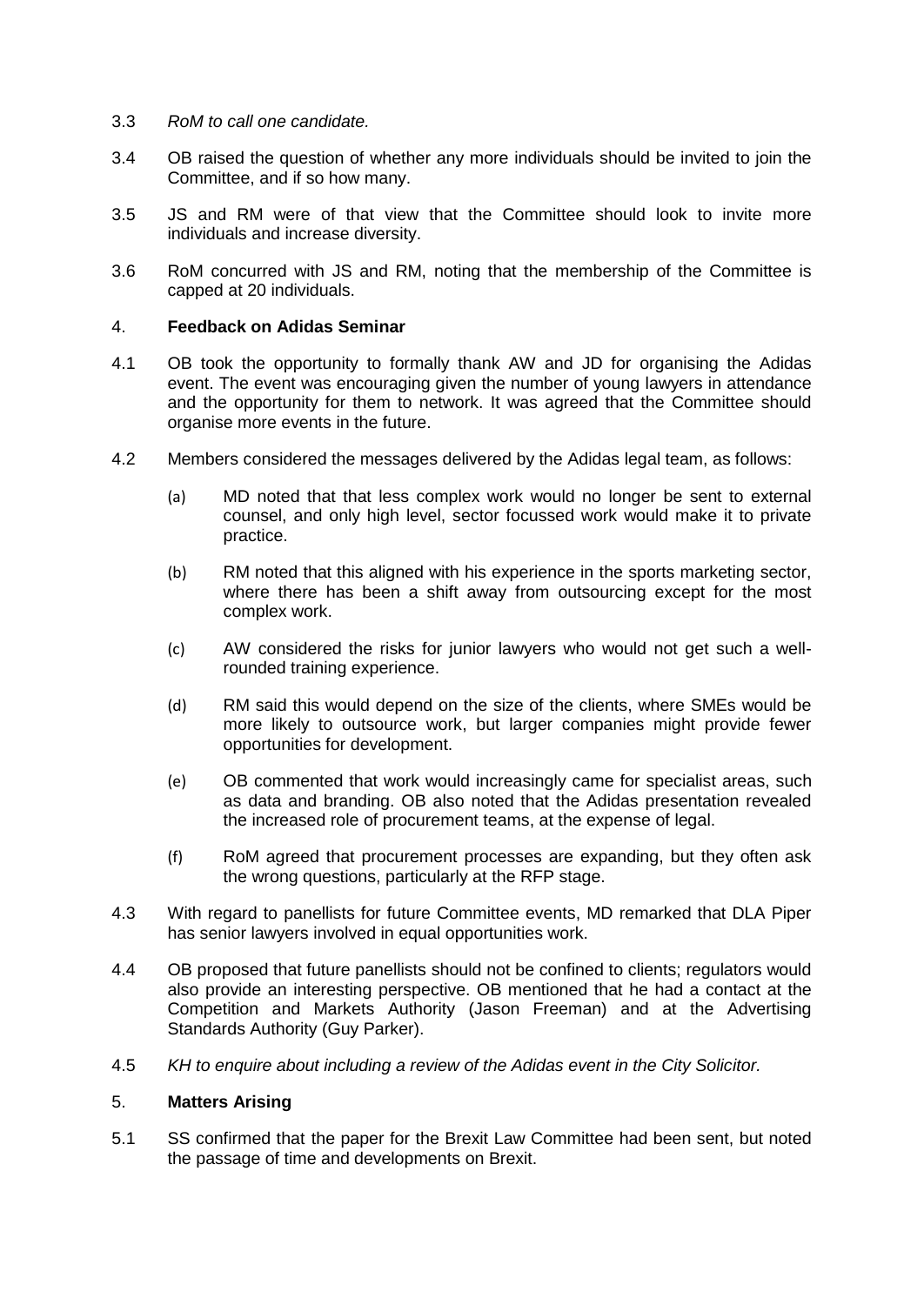3.3 *RoM to call one candidate.*

3.4 OB raised the question of whether any more individuals should be invited to join the Committee, and if so how many.

3.5 JS and RM were of that view that the Committee should look to invite more individuals and increase diversity.

3.6 RoM concurred with JS and RM, noting that the membership of the Committee is capped at 20 individuals.

## 4. **Feedback on Adidas Seminar**

4.1 OB took the opportunity to formally thank AW and JD for organising the Adidas event. The event was encouraging given the number of young lawyers in attendance and the opportunity for them to network. It was agreed that the Committee should organise more events in the future.

4.2 Members considered the messages delivered by the Adidas legal team, as follows:

(a) MD noted that that less complex work would no longer be sent to external counsel, and only high level, sector focussed work would make it to private practice.

(b) RM noted that this aligned with his experience in the sports marketing sector, where there has been a shift away from outsourcing except for the most complex work.

(c) AW considered the risks for junior lawyers who would not get such a well-rounded training experience.

(d) RM said this would depend on the size of the clients, where SMEs would be more likely to outsource work, but larger companies might provide fewer opportunities for development.

(e) OB commented that work would increasingly came for specialist areas, such as data and branding. OB also noted that the Adidas presentation revealed the increased role of procurement teams, at the expense of legal.

(f) RoM agreed that procurement processes are expanding, but they often ask the wrong questions, particularly at the RFP stage.

4.3 With regard to panellists for future Committee events, MD remarked that DLA Piper has senior lawyers involved in equal opportunities work.

4.4 OB proposed that future panellists should not be confined to clients; regulators would also provide an interesting perspective. OB mentioned that he had a contact at the Competition and Markets Authority (Jason Freeman) and at the Advertising Standards Authority (Guy Parker).

4.5 *KH to enquire about including a review of the Adidas event in the City Solicitor.*

## 5. **Matters Arising**

5.1 SS confirmed that the paper for the Brexit Law Committee had been sent, but noted the passage of time and developments on Brexit.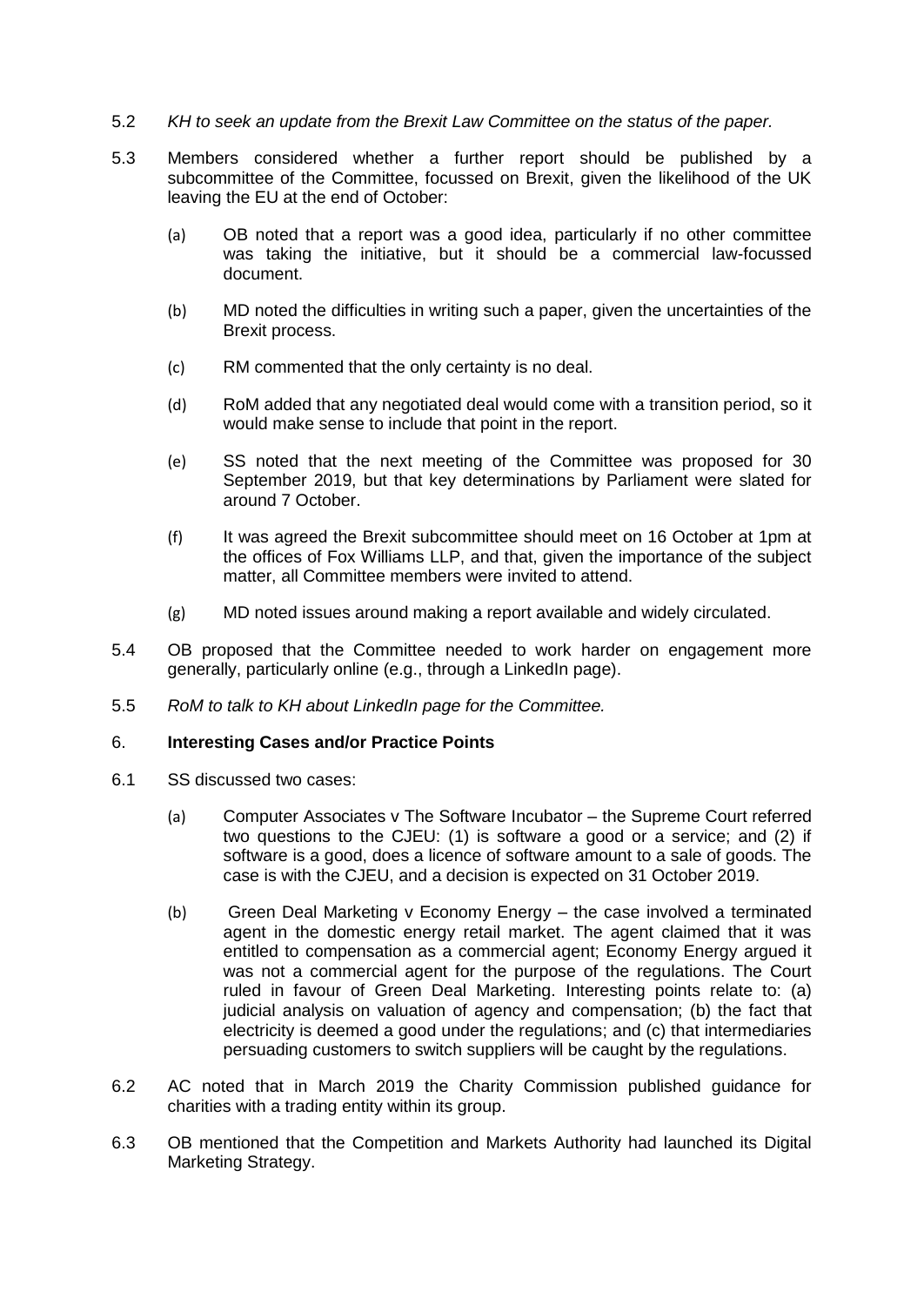5.2 *KH to seek an update from the Brexit Law Committee on the status of the paper.*

5.3 Members considered whether a further report should be published by a subcommittee of the Committee, focussed on Brexit, given the likelihood of the UK leaving the EU at the end of October:

(a) OB noted that a report was a good idea, particularly if no other committee was taking the initiative, but it should be a commercial law-focussed document.

(b) MD noted the difficulties in writing such a paper, given the uncertainties of the Brexit process.

(c) RM commented that the only certainty is no deal.

(d) RoM added that any negotiated deal would come with a transition period, so it would make sense to include that point in the report.

(e) SS noted that the next meeting of the Committee was proposed for 30 September 2019, but that key determinations by Parliament were slated for around 7 October.

(f) It was agreed the Brexit subcommittee should meet on 16 October at 1pm at the offices of Fox Williams LLP, and that, given the importance of the subject matter, all Committee members were invited to attend.

(g) MD noted issues around making a report available and widely circulated.

5.4 OB proposed that the Committee needed to work harder on engagement more generally, particularly online (e.g., through a LinkedIn page).

5.5 *RoM to talk to KH about LinkedIn page for the Committee.*

## 6. **Interesting Cases and/or Practice Points**

6.1 SS discussed two cases:

(a) Computer Associates v The Software Incubator – the Supreme Court referred two questions to the CJEU: (1) is software a good or a service; and (2) if software is a good, does a licence of software amount to a sale of goods. The case is with the CJEU, and a decision is expected on 31 October 2019.

(b) Green Deal Marketing v Economy Energy – the case involved a terminated agent in the domestic energy retail market. The agent claimed that it was entitled to compensation as a commercial agent; Economy Energy argued it was not a commercial agent for the purpose of the regulations. The Court ruled in favour of Green Deal Marketing. Interesting points relate to: (a) judicial analysis on valuation of agency and compensation; (b) the fact that electricity is deemed a good under the regulations; and (c) that intermediaries persuading customers to switch suppliers will be caught by the regulations.

6.2 AC noted that in March 2019 the Charity Commission published guidance for charities with a trading entity within its group.

6.3 OB mentioned that the Competition and Markets Authority had launched its Digital Marketing Strategy.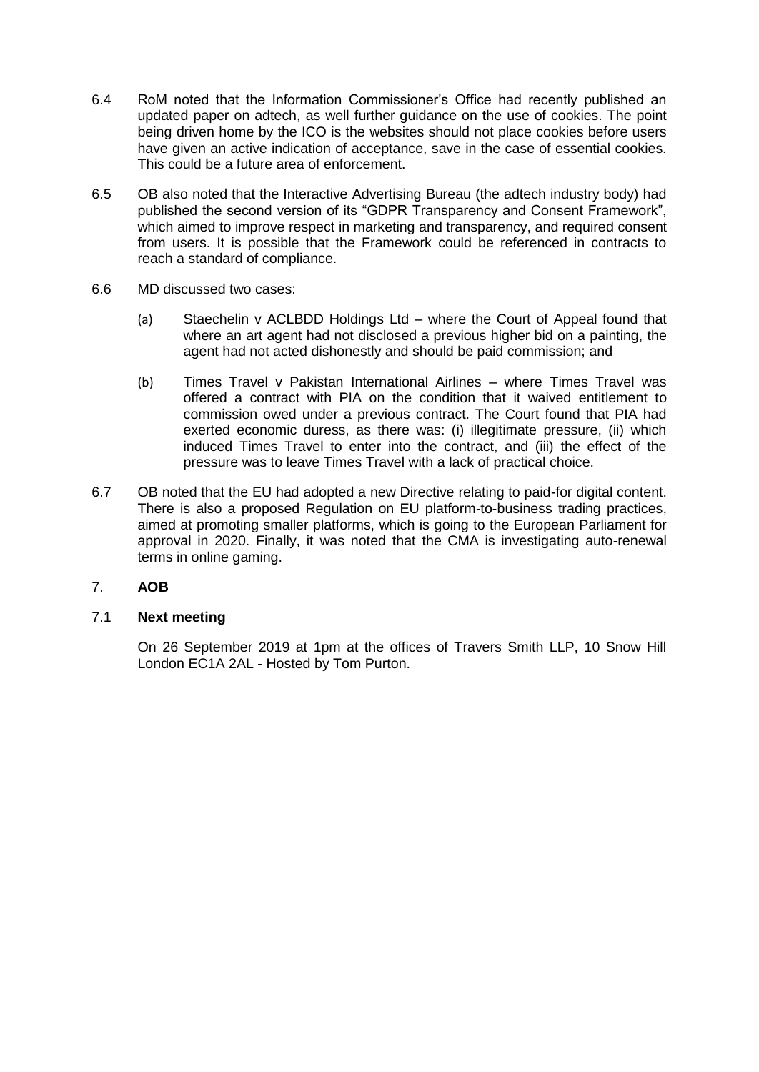6.4 RoM noted that the Information Commissioner's Office had recently published an updated paper on adtech, as well further guidance on the use of cookies. The point being driven home by the ICO is the websites should not place cookies before users have given an active indication of acceptance, save in the case of essential cookies. This could be a future area of enforcement.

6.5 OB also noted that the Interactive Advertising Bureau (the adtech industry body) had published the second version of its "GDPR Transparency and Consent Framework", which aimed to improve respect in marketing and transparency, and required consent from users. It is possible that the Framework could be referenced in contracts to reach a standard of compliance.

6.6 MD discussed two cases:

(a) Staechelin v ACLBDD Holdings Ltd – where the Court of Appeal found that where an art agent had not disclosed a previous higher bid on a painting, the agent had not acted dishonestly and should be paid commission; and

(b) Times Travel v Pakistan International Airlines – where Times Travel was offered a contract with PIA on the condition that it waived entitlement to commission owed under a previous contract. The Court found that PIA had exerted economic duress, as there was: (i) illegitimate pressure, (ii) which induced Times Travel to enter into the contract, and (iii) the effect of the pressure was to leave Times Travel with a lack of practical choice.

6.7 OB noted that the EU had adopted a new Directive relating to paid-for digital content. There is also a proposed Regulation on EU platform-to-business trading practices, aimed at promoting smaller platforms, which is going to the European Parliament for approval in 2020. Finally, it was noted that the CMA is investigating auto-renewal terms in online gaming.

## 7. AOB

### 7.1 Next meeting

On 26 September 2019 at 1pm at the offices of Travers Smith LLP, 10 Snow Hill London EC1A 2AL - Hosted by Tom Purton.